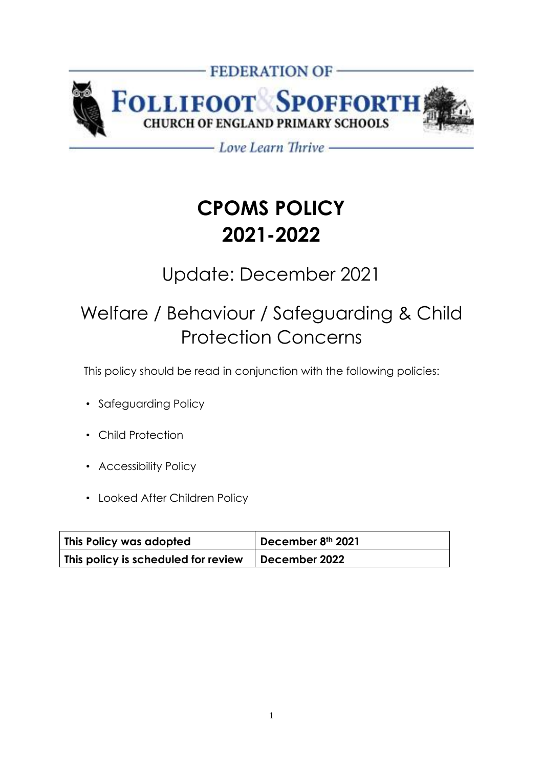FEDERATION OF

FOLLIFOOT & SPOFFORTH

CHURCH OF ENGLAND PRIMARY SCHOOLS

*Love Learn Thrive*

# CPOMS POLICY
# 2021-2022

## Update: December 2021

## Welfare / Behaviour / Safeguarding & Child Protection Concerns

This policy should be read in conjunction with the following policies:

- Safeguarding Policy
- Child Protection
- Accessibility Policy
- Looked After Children Policy

| **This Policy was adopted** | **December 8th 2021** |
|---|---|
| **This policy is scheduled for review** | **December 2022** |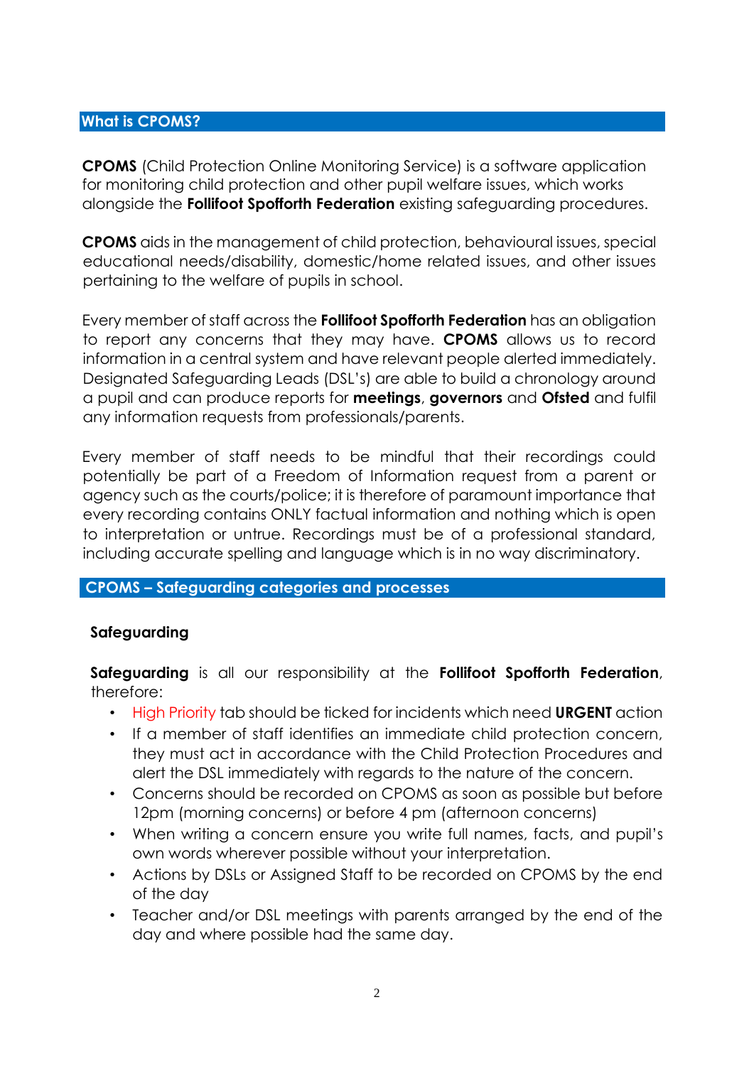## What is CPOMS?

**CPOMS** (Child Protection Online Monitoring Service) is a software application for monitoring child protection and other pupil welfare issues, which works alongside the **Follifoot Spofforth Federation** existing safeguarding procedures.

**CPOMS** aids in the management of child protection, behavioural issues, special educational needs/disability, domestic/home related issues, and other issues pertaining to the welfare of pupils in school.

Every member of staff across the **Follifoot Spofforth Federation** has an obligation to report any concerns that they may have. **CPOMS** allows us to record information in a central system and have relevant people alerted immediately. Designated Safeguarding Leads (DSL's) are able to build a chronology around a pupil and can produce reports for **meetings**, **governors** and **Ofsted** and fulfil any information requests from professionals/parents.

Every member of staff needs to be mindful that their recordings could potentially be part of a Freedom of Information request from a parent or agency such as the courts/police; it is therefore of paramount importance that every recording contains ONLY factual information and nothing which is open to interpretation or untrue. Recordings must be of a professional standard, including accurate spelling and language which is in no way discriminatory.

## CPOMS – Safeguarding categories and processes

### Safeguarding

**Safeguarding** is all our responsibility at the **Follifoot Spofforth Federation**, therefore:

- High Priority tab should be ticked for incidents which need **URGENT** action
- If a member of staff identifies an immediate child protection concern, they must act in accordance with the Child Protection Procedures and alert the DSL immediately with regards to the nature of the concern.
- Concerns should be recorded on CPOMS as soon as possible but before 12pm (morning concerns) or before 4 pm (afternoon concerns)
- When writing a concern ensure you write full names, facts, and pupil's own words wherever possible without your interpretation.
- Actions by DSLs or Assigned Staff to be recorded on CPOMS by the end of the day
- Teacher and/or DSL meetings with parents arranged by the end of the day and where possible had the same day.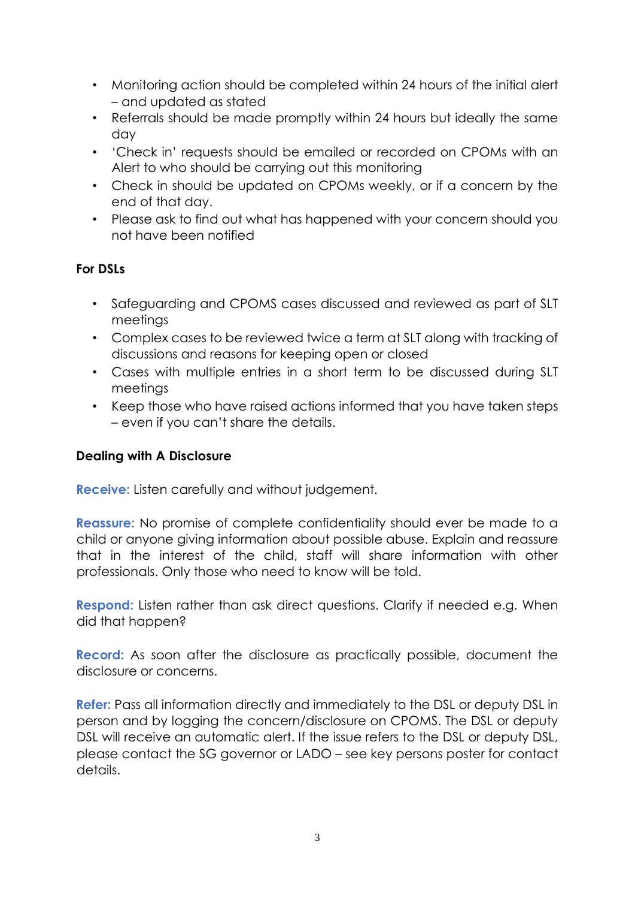- Monitoring action should be completed within 24 hours of the initial alert – and updated as stated
- Referrals should be made promptly within 24 hours but ideally the same day
- 'Check in' requests should be emailed or recorded on CPOMs with an Alert to who should be carrying out this monitoring
- Check in should be updated on CPOMs weekly, or if a concern by the end of that day.
- Please ask to find out what has happened with your concern should you not have been notified

**For DSLs**

- Safeguarding and CPOMS cases discussed and reviewed as part of SLT meetings
- Complex cases to be reviewed twice a term at SLT along with tracking of discussions and reasons for keeping open or closed
- Cases with multiple entries in a short term to be discussed during SLT meetings
- Keep those who have raised actions informed that you have taken steps – even if you can't share the details.

**Dealing with A Disclosure**

**Receive:** Listen carefully and without judgement.

**Reassure:** No promise of complete confidentiality should ever be made to a child or anyone giving information about possible abuse. Explain and reassure that in the interest of the child, staff will share information with other professionals. Only those who need to know will be told.

**Respond:** Listen rather than ask direct questions. Clarify if needed e.g. When did that happen?

**Record:** As soon after the disclosure as practically possible, document the disclosure or concerns.

**Refer:** Pass all information directly and immediately to the DSL or deputy DSL in person and by logging the concern/disclosure on CPOMS. The DSL or deputy DSL will receive an automatic alert. If the issue refers to the DSL or deputy DSL, please contact the SG governor or LADO – see key persons poster for contact details.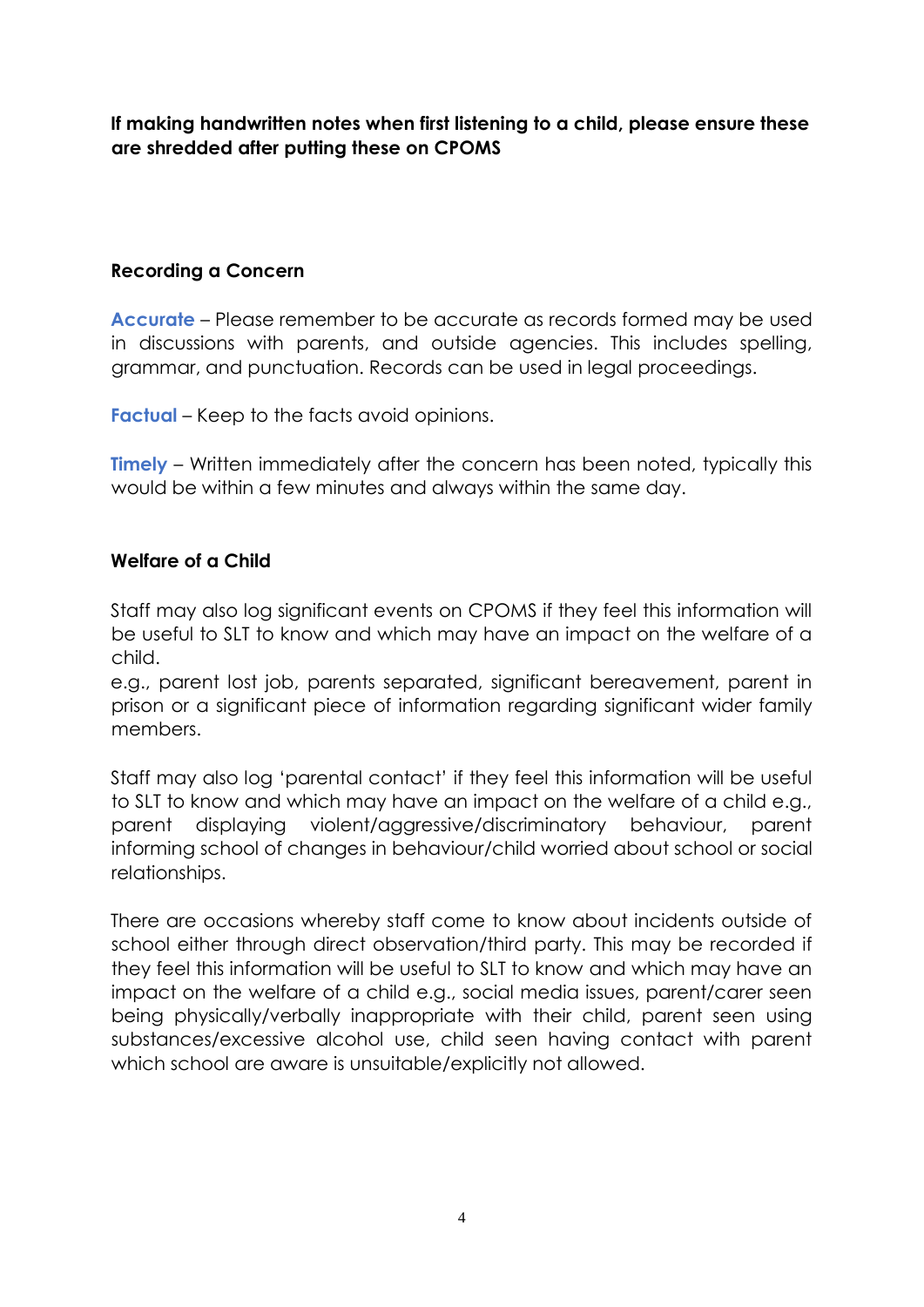**If making handwritten notes when first listening to a child, please ensure these are shredded after putting these on CPOMS**

**Recording a Concern**

**Accurate** – Please remember to be accurate as records formed may be used in discussions with parents, and outside agencies. This includes spelling, grammar, and punctuation. Records can be used in legal proceedings.

**Factual** – Keep to the facts avoid opinions.

**Timely** – Written immediately after the concern has been noted, typically this would be within a few minutes and always within the same day.

**Welfare of a Child**

Staff may also log significant events on CPOMS if they feel this information will be useful to SLT to know and which may have an impact on the welfare of a child.
e.g., parent lost job, parents separated, significant bereavement, parent in prison or a significant piece of information regarding significant wider family members.

Staff may also log 'parental contact' if they feel this information will be useful to SLT to know and which may have an impact on the welfare of a child e.g., parent displaying violent/aggressive/discriminatory behaviour, parent informing school of changes in behaviour/child worried about school or social relationships.

There are occasions whereby staff come to know about incidents outside of school either through direct observation/third party. This may be recorded if they feel this information will be useful to SLT to know and which may have an impact on the welfare of a child e.g., social media issues, parent/carer seen being physically/verbally inappropriate with their child, parent seen using substances/excessive alcohol use, child seen having contact with parent which school are aware is unsuitable/explicitly not allowed.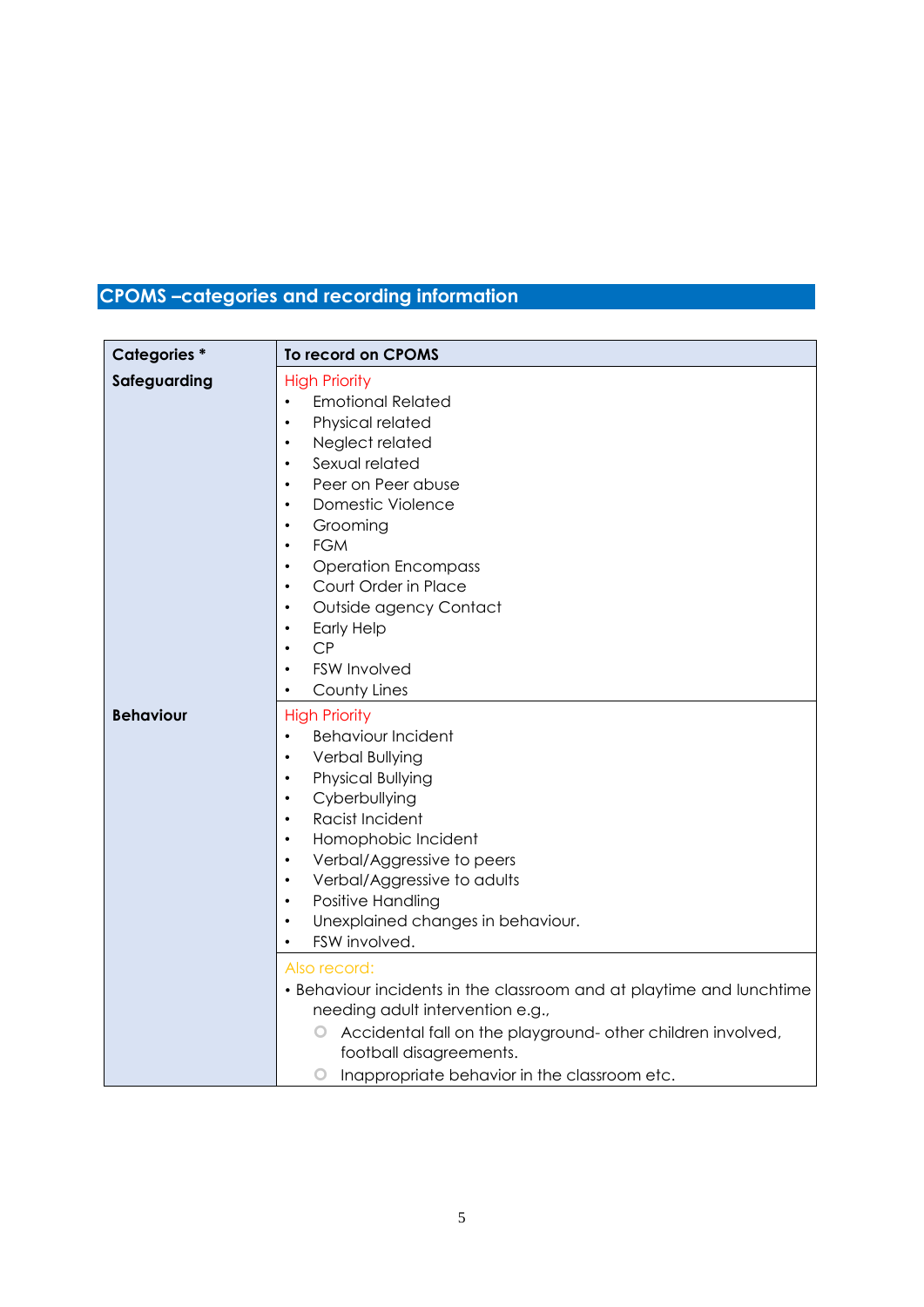## CPOMS –categories and recording information

| Categories * | To record on CPOMS |
|---|---|
| **Safeguarding** | High Priority<br>• Emotional Related<br>• Physical related<br>• Neglect related<br>• Sexual related<br>• Peer on Peer abuse<br>• Domestic Violence<br>• Grooming<br>• FGM<br>• Operation Encompass<br>• Court Order in Place<br>• Outside agency Contact<br>• Early Help<br>• CP<br>• FSW Involved<br>• County Lines |
| **Behaviour** | High Priority<br>• Behaviour Incident<br>• Verbal Bullying<br>• Physical Bullying<br>• Cyberbullying<br>• Racist Incident<br>• Homophobic Incident<br>• Verbal/Aggressive to peers<br>• Verbal/Aggressive to adults<br>• Positive Handling<br>• Unexplained changes in behaviour.<br>• FSW involved. |
| | Also record:<br>• Behaviour incidents in the classroom and at playtime and lunchtime needing adult intervention e.g.,<br>○ Accidental fall on the playground- other children involved, football disagreements.<br>○ Inappropriate behavior in the classroom etc. |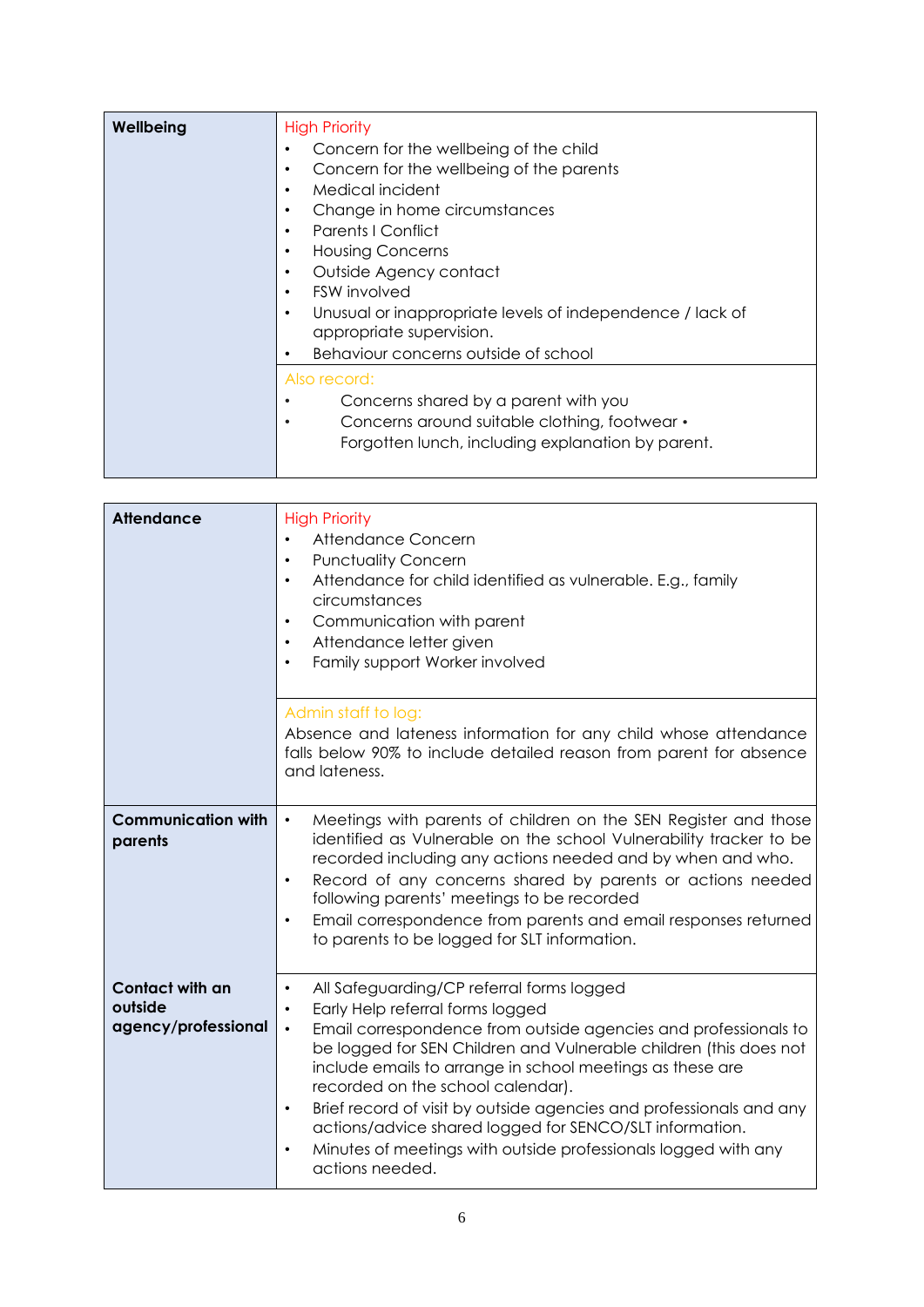| Wellbeing | High Priority<br>• Concern for the wellbeing of the child<br>• Concern for the wellbeing of the parents<br>• Medical incident<br>• Change in home circumstances<br>• Parents I Conflict<br>• Housing Concerns<br>• Outside Agency contact<br>• FSW involved<br>• Unusual or inappropriate levels of independence / lack of appropriate supervision.<br>• Behaviour concerns outside of school |
|---|---|
| | Also record:<br>• Concerns shared by a parent with you<br>• Concerns around suitable clothing, footwear • Forgotten lunch, including explanation by parent. |

| Attendance | High Priority<br>• Attendance Concern<br>• Punctuality Concern<br>• Attendance for child identified as vulnerable. E.g., family circumstances<br>• Communication with parent<br>• Attendance letter given<br>• Family support Worker involved |
|---|---|
| | Admin staff to log:<br>Absence and lateness information for any child whose attendance falls below 90% to include detailed reason from parent for absence and lateness. |
| **Communication with parents** | • Meetings with parents of children on the SEN Register and those identified as Vulnerable on the school Vulnerability tracker to be recorded including any actions needed and by when and who.<br>• Record of any concerns shared by parents or actions needed following parents' meetings to be recorded<br>• Email correspondence from parents and email responses returned to parents to be logged for SLT information. |
| **Contact with an outside agency/professional** | • All Safeguarding/CP referral forms logged<br>• Early Help referral forms logged<br>• Email correspondence from outside agencies and professionals to be logged for SEN Children and Vulnerable children (this does not include emails to arrange in school meetings as these are recorded on the school calendar).<br>• Brief record of visit by outside agencies and professionals and any actions/advice shared logged for SENCO/SLT information.<br>• Minutes of meetings with outside professionals logged with any actions needed. |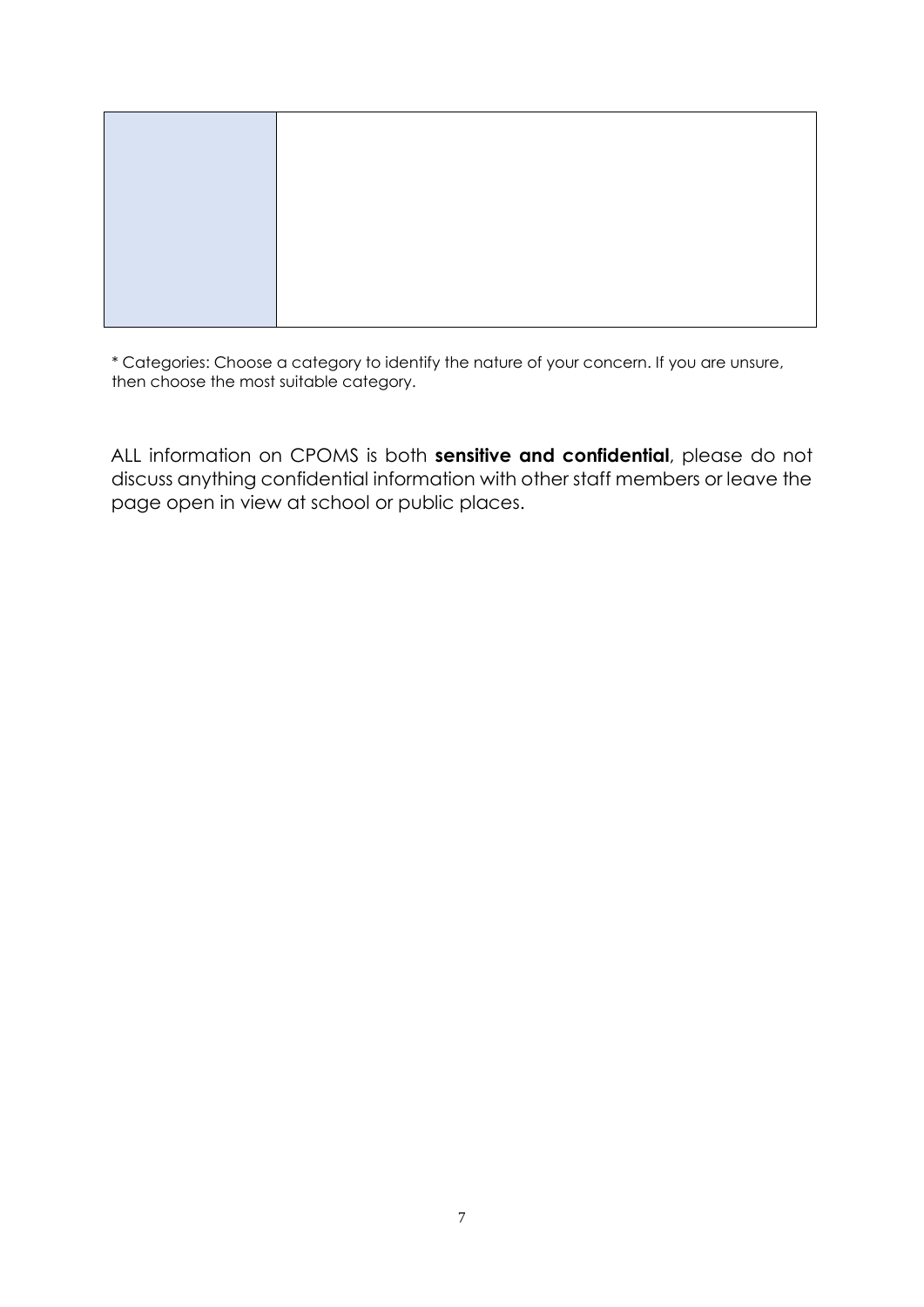| | |
|---|---|
| | |

\* Categories: Choose a category to identify the nature of your concern. If you are unsure, then choose the most suitable category.

ALL information on CPOMS is both **sensitive and confidential**, please do not discuss anything confidential information with other staff members or leave the page open in view at school or public places.